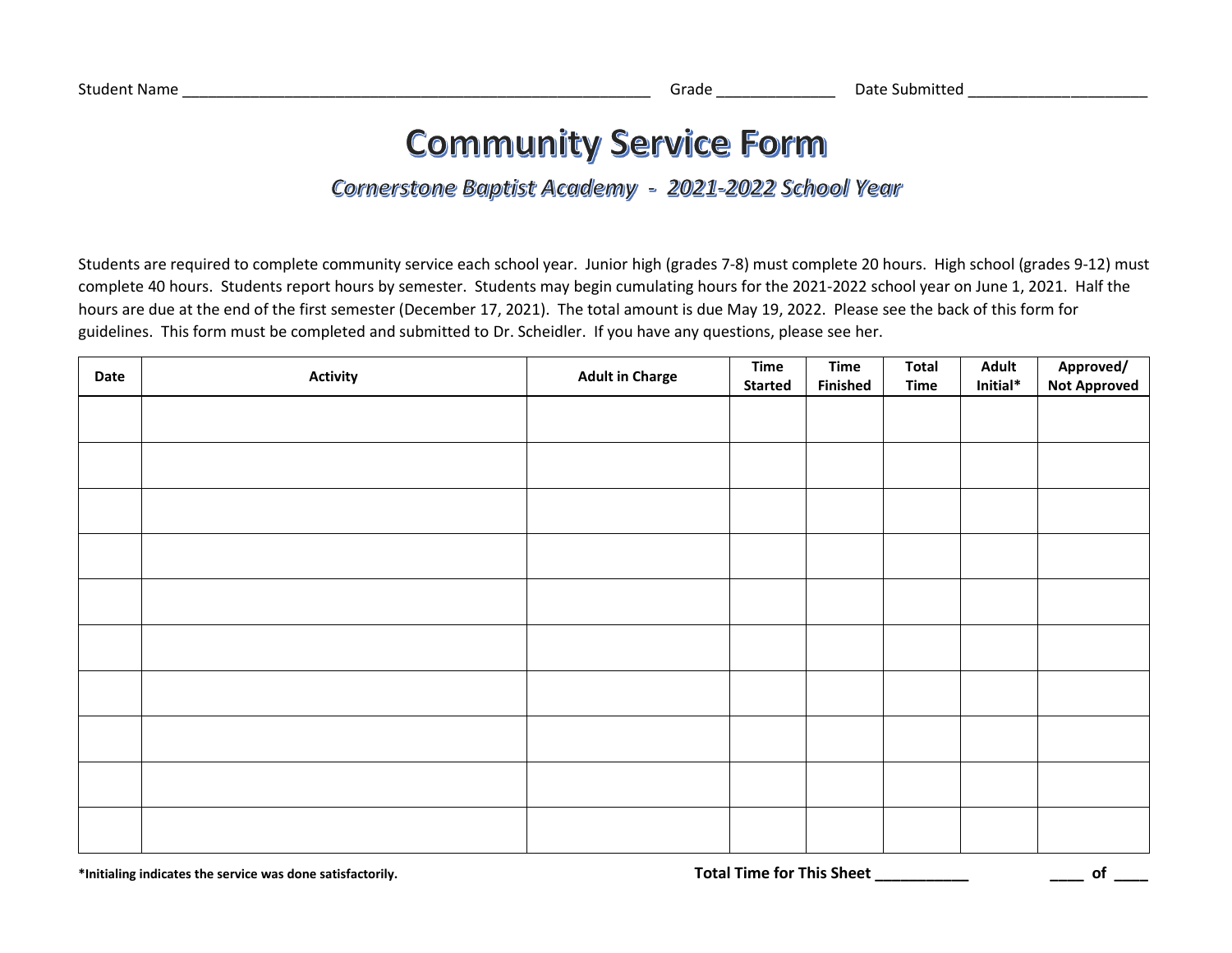Student Name _______________________________________________________ Grade _____________ Date Submitted ____________________

# Community Service Form

## *Cornerstone Baptist Academy - 2021-2022 School Year*

Students are required to complete community service each school year. Junior high (grades 7-8) must complete 20 hours. High school (grades 9-12) must complete 40 hours. Students report hours by semester. Students may begin cumulating hours for the 2021-2022 school year on June 1, 2021. Half the hours are due at the end of the first semester (December 17, 2021). The total amount is due May 19, 2022. Please see the back of this form for guidelines. This form must be completed and submitted to Dr. Scheidler. If you have any questions, please see her.

| Date | Activity | Adult in Charge | Time Started | Time Finished | Total Time | Adult Initial* | Approved/ Not Approved |
|---|---|---|---|---|---|---|---|
| | | | | | | | |
| | | | | | | | |
| | | | | | | | |
| | | | | | | | |
| | | | | | | | |
| | | | | | | | |
| | | | | | | | |
| | | | | | | | |
| | | | | | | | |
| | | | | | | | |

**\*Initialing indicates the service was done satisfactorily.**

**Total Time for This Sheet ___________**

**____ of ____**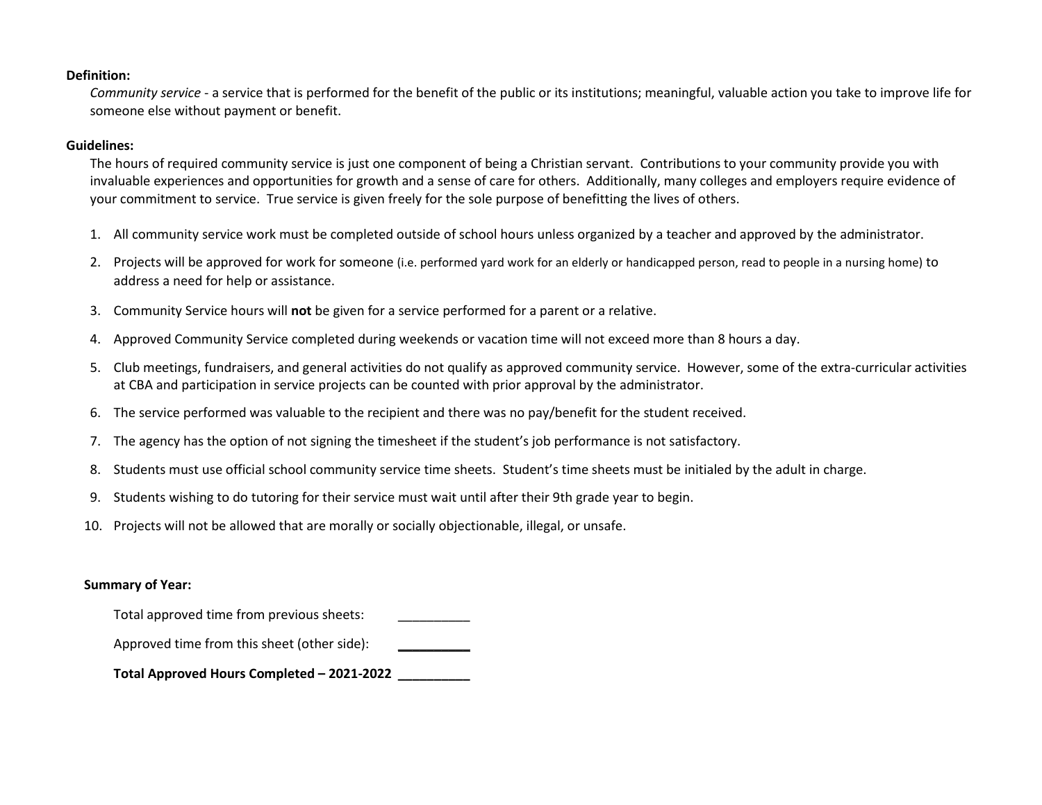**Definition:**

*Community service* - a service that is performed for the benefit of the public or its institutions; meaningful, valuable action you take to improve life for someone else without payment or benefit.

**Guidelines:**

The hours of required community service is just one component of being a Christian servant. Contributions to your community provide you with invaluable experiences and opportunities for growth and a sense of care for others. Additionally, many colleges and employers require evidence of your commitment to service. True service is given freely for the sole purpose of benefitting the lives of others.

1. All community service work must be completed outside of school hours unless organized by a teacher and approved by the administrator.
2. Projects will be approved for work for someone (i.e. performed yard work for an elderly or handicapped person, read to people in a nursing home) to address a need for help or assistance.
3. Community Service hours will **not** be given for a service performed for a parent or a relative.
4. Approved Community Service completed during weekends or vacation time will not exceed more than 8 hours a day.
5. Club meetings, fundraisers, and general activities do not qualify as approved community service. However, some of the extra-curricular activities at CBA and participation in service projects can be counted with prior approval by the administrator.
6. The service performed was valuable to the recipient and there was no pay/benefit for the student received.
7. The agency has the option of not signing the timesheet if the student's job performance is not satisfactory.
8. Students must use official school community service time sheets. Student's time sheets must be initialed by the adult in charge.
9. Students wishing to do tutoring for their service must wait until after their 9th grade year to begin.
10. Projects will not be allowed that are morally or socially objectionable, illegal, or unsafe.

**Summary of Year:**

Total approved time from previous sheets: __________

Approved time from this sheet (other side): __________

**Total Approved Hours Completed – 2021-2022** __________